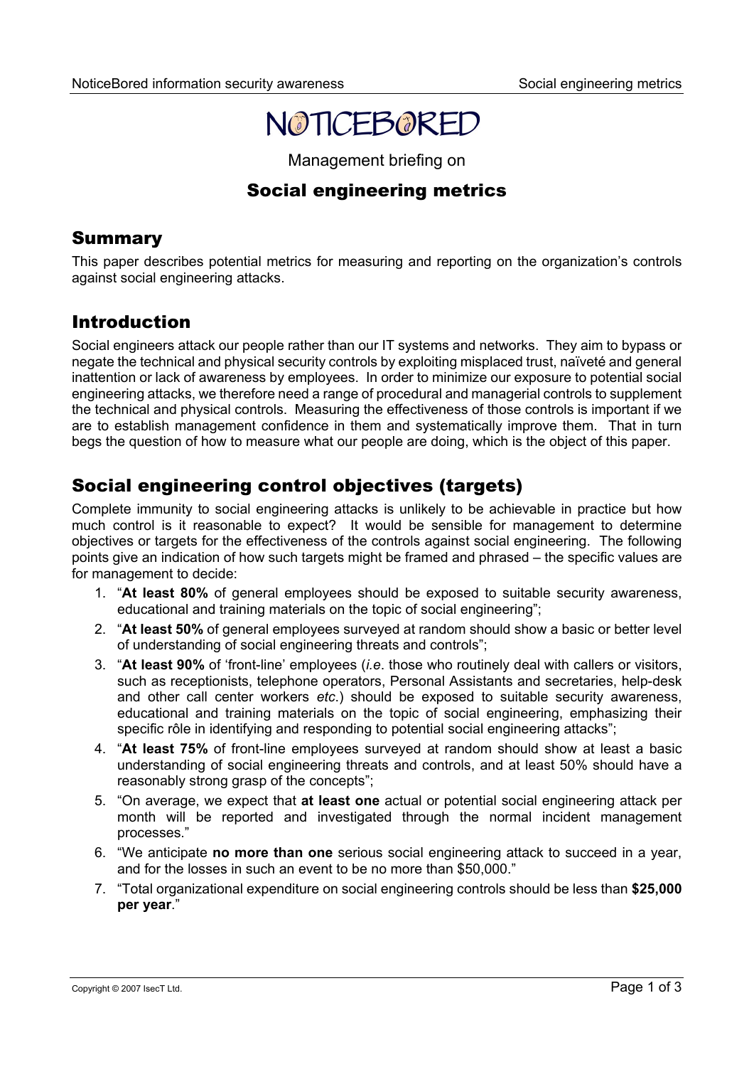# NOTICEBORED

Management briefing on

## Social engineering metrics

## Summary

This paper describes potential metrics for measuring and reporting on the organization's controls against social engineering attacks.

## Introduction

Social engineers attack our people rather than our IT systems and networks. They aim to bypass or negate the technical and physical security controls by exploiting misplaced trust, naïveté and general inattention or lack of awareness by employees. In order to minimize our exposure to potential social engineering attacks, we therefore need a range of procedural and managerial controls to supplement the technical and physical controls. Measuring the effectiveness of those controls is important if we are to establish management confidence in them and systematically improve them. That in turn begs the question of how to measure what our people are doing, which is the object of this paper.

## Social engineering control objectives (targets)

Complete immunity to social engineering attacks is unlikely to be achievable in practice but how much control is it reasonable to expect? It would be sensible for management to determine objectives or targets for the effectiveness of the controls against social engineering. The following points give an indication of how such targets might be framed and phrased – the specific values are for management to decide:

1. "**At least 80%** of general employees should be exposed to suitable security awareness, educational and training materials on the topic of social engineering";
2. "**At least 50%** of general employees surveyed at random should show a basic or better level of understanding of social engineering threats and controls";
3. "**At least 90%** of 'front-line' employees (*i.e*. those who routinely deal with callers or visitors, such as receptionists, telephone operators, Personal Assistants and secretaries, help-desk and other call center workers *etc*.) should be exposed to suitable security awareness, educational and training materials on the topic of social engineering, emphasizing their specific rôle in identifying and responding to potential social engineering attacks";
4. "**At least 75%** of front-line employees surveyed at random should show at least a basic understanding of social engineering threats and controls, and at least 50% should have a reasonably strong grasp of the concepts";
5. "On average, we expect that **at least one** actual or potential social engineering attack per month will be reported and investigated through the normal incident management processes."
6. "We anticipate **no more than one** serious social engineering attack to succeed in a year, and for the losses in such an event to be no more than $50,000."
7. "Total organizational expenditure on social engineering controls should be less than **$25,000 per year**."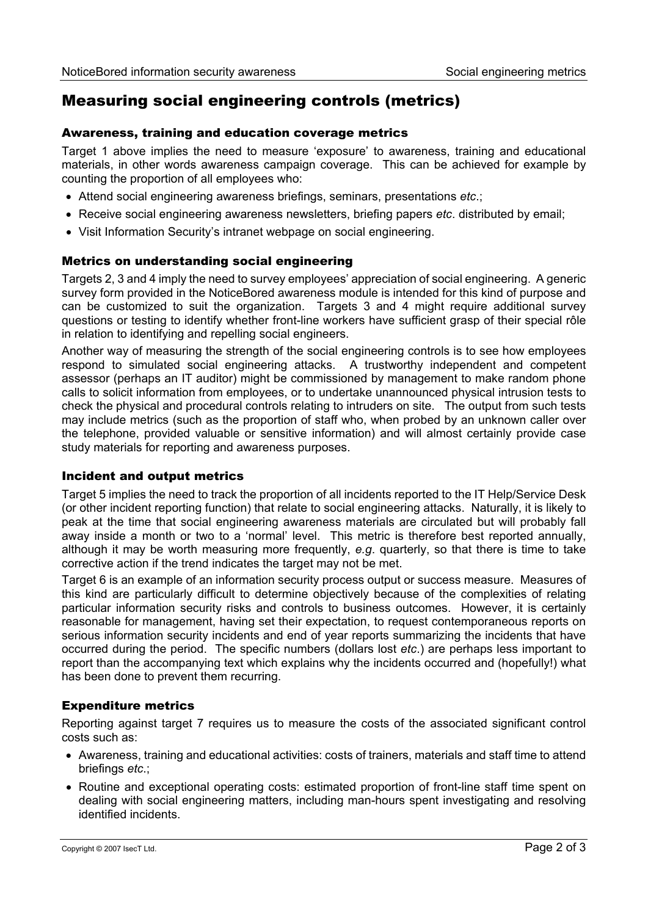# Measuring social engineering controls (metrics)

## Awareness, training and education coverage metrics

Target 1 above implies the need to measure 'exposure' to awareness, training and educational materials, in other words awareness campaign coverage. This can be achieved for example by counting the proportion of all employees who:

- Attend social engineering awareness briefings, seminars, presentations *etc*.;
- Receive social engineering awareness newsletters, briefing papers *etc*. distributed by email;
- Visit Information Security's intranet webpage on social engineering.

## Metrics on understanding social engineering

Targets 2, 3 and 4 imply the need to survey employees' appreciation of social engineering. A generic survey form provided in the NoticeBored awareness module is intended for this kind of purpose and can be customized to suit the organization. Targets 3 and 4 might require additional survey questions or testing to identify whether front-line workers have sufficient grasp of their special rôle in relation to identifying and repelling social engineers.

Another way of measuring the strength of the social engineering controls is to see how employees respond to simulated social engineering attacks. A trustworthy independent and competent assessor (perhaps an IT auditor) might be commissioned by management to make random phone calls to solicit information from employees, or to undertake unannounced physical intrusion tests to check the physical and procedural controls relating to intruders on site. The output from such tests may include metrics (such as the proportion of staff who, when probed by an unknown caller over the telephone, provided valuable or sensitive information) and will almost certainly provide case study materials for reporting and awareness purposes.

## Incident and output metrics

Target 5 implies the need to track the proportion of all incidents reported to the IT Help/Service Desk (or other incident reporting function) that relate to social engineering attacks. Naturally, it is likely to peak at the time that social engineering awareness materials are circulated but will probably fall away inside a month or two to a 'normal' level. This metric is therefore best reported annually, although it may be worth measuring more frequently, *e.g*. quarterly, so that there is time to take corrective action if the trend indicates the target may not be met.

Target 6 is an example of an information security process output or success measure. Measures of this kind are particularly difficult to determine objectively because of the complexities of relating particular information security risks and controls to business outcomes. However, it is certainly reasonable for management, having set their expectation, to request contemporaneous reports on serious information security incidents and end of year reports summarizing the incidents that have occurred during the period. The specific numbers (dollars lost *etc*.) are perhaps less important to report than the accompanying text which explains why the incidents occurred and (hopefully!) what has been done to prevent them recurring.

## Expenditure metrics

Reporting against target 7 requires us to measure the costs of the associated significant control costs such as:

- Awareness, training and educational activities: costs of trainers, materials and staff time to attend briefings *etc*.;
- Routine and exceptional operating costs: estimated proportion of front-line staff time spent on dealing with social engineering matters, including man-hours spent investigating and resolving identified incidents.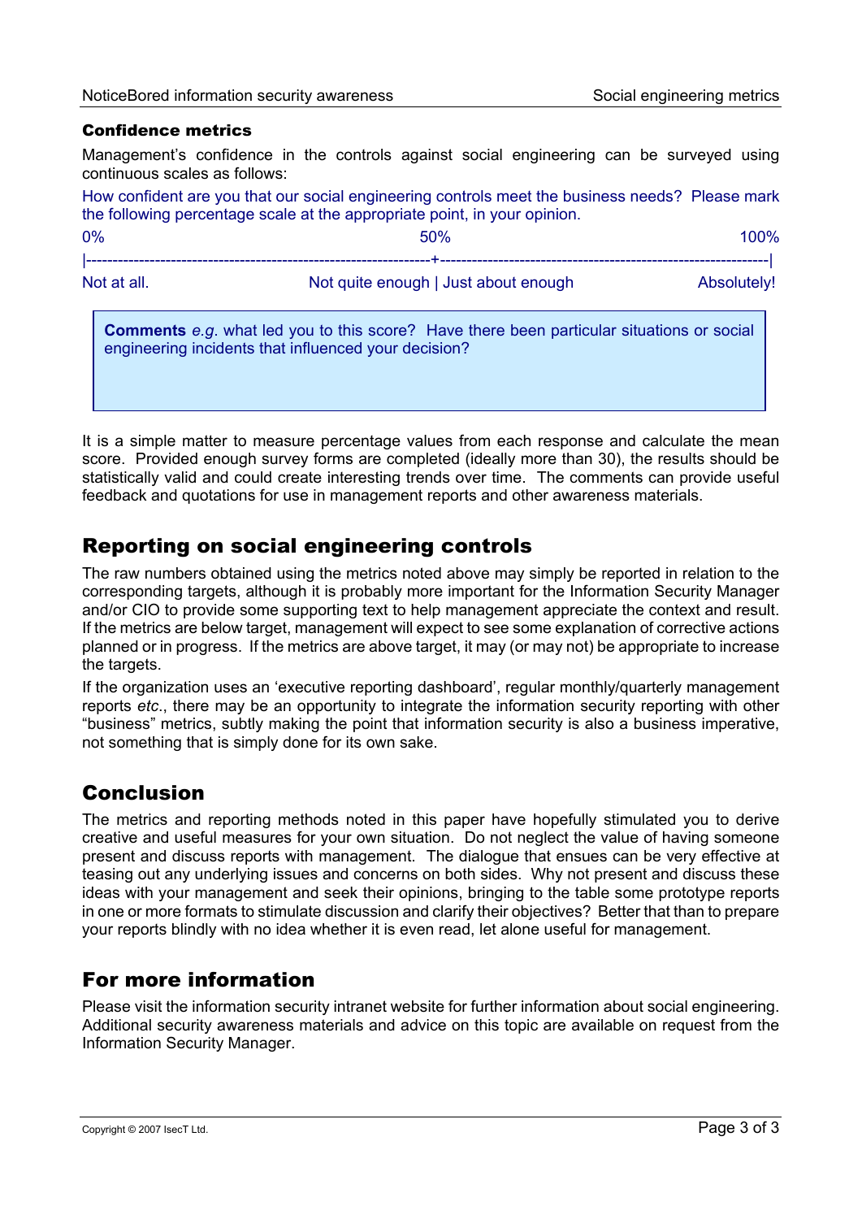### Confidence metrics

Management's confidence in the controls against social engineering can be surveyed using continuous scales as follows:

How confident are you that our social engineering controls meet the business needs? Please mark the following percentage scale at the appropriate point, in your opinion.

```
0%                                50%                               100%
|---------------------------------+---------------------------------|
Not at all.         Not quite enough | Just about enough      Absolutely!
```

> **Comments** *e.g.* what led you to this score? Have there been particular situations or social engineering incidents that influenced your decision?

It is a simple matter to measure percentage values from each response and calculate the mean score. Provided enough survey forms are completed (ideally more than 30), the results should be statistically valid and could create interesting trends over time. The comments can provide useful feedback and quotations for use in management reports and other awareness materials.

## Reporting on social engineering controls

The raw numbers obtained using the metrics noted above may simply be reported in relation to the corresponding targets, although it is probably more important for the Information Security Manager and/or CIO to provide some supporting text to help management appreciate the context and result. If the metrics are below target, management will expect to see some explanation of corrective actions planned or in progress. If the metrics are above target, it may (or may not) be appropriate to increase the targets.

If the organization uses an 'executive reporting dashboard', regular monthly/quarterly management reports *etc*., there may be an opportunity to integrate the information security reporting with other "business" metrics, subtly making the point that information security is also a business imperative, not something that is simply done for its own sake.

## Conclusion

The metrics and reporting methods noted in this paper have hopefully stimulated you to derive creative and useful measures for your own situation. Do not neglect the value of having someone present and discuss reports with management. The dialogue that ensues can be very effective at teasing out any underlying issues and concerns on both sides. Why not present and discuss these ideas with your management and seek their opinions, bringing to the table some prototype reports in one or more formats to stimulate discussion and clarify their objectives? Better that than to prepare your reports blindly with no idea whether it is even read, let alone useful for management.

## For more information

Please visit the information security intranet website for further information about social engineering. Additional security awareness materials and advice on this topic are available on request from the Information Security Manager.

Copyright © 2007 IsecT Ltd.